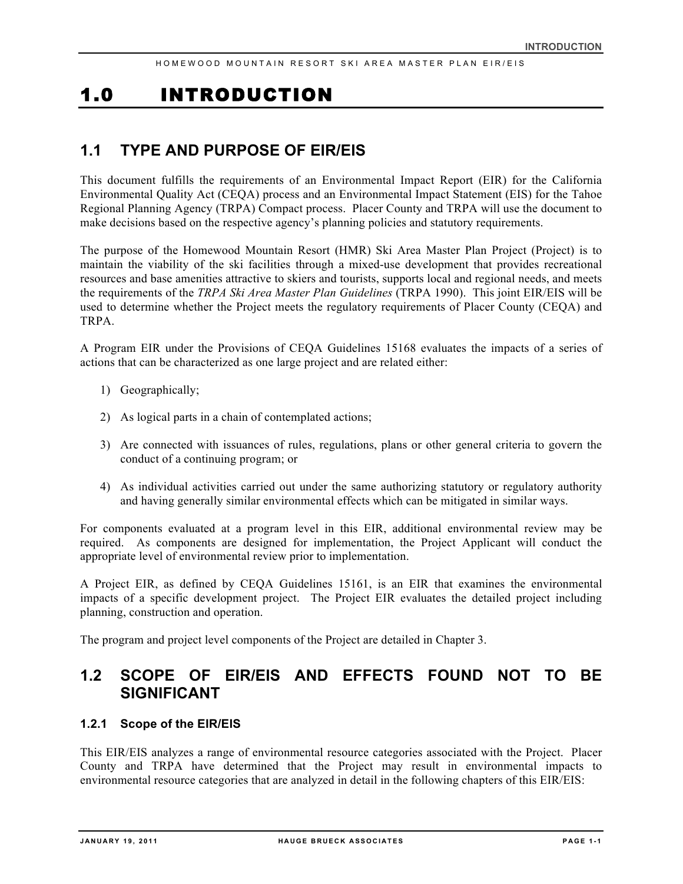# 1.0 INTRODUCTION

## 1.1 TYPE AND PURPOSE OF EIR/EIS

This document fulfills the requirements of an Environmental Impact Report (EIR) for the California Environmental Quality Act (CEQA) process and an Environmental Impact Statement (EIS) for the Tahoe Regional Planning Agency (TRPA) Compact process. Placer County and TRPA will use the document to make decisions based on the respective agency's planning policies and statutory requirements.

The purpose of the Homewood Mountain Resort (HMR) Ski Area Master Plan Project (Project) is to maintain the viability of the ski facilities through a mixed-use development that provides recreational resources and base amenities attractive to skiers and tourists, supports local and regional needs, and meets the requirements of the *TRPA Ski Area Master Plan Guidelines* (TRPA 1990). This joint EIR/EIS will be used to determine whether the Project meets the regulatory requirements of Placer County (CEQA) and TRPA.

A Program EIR under the Provisions of CEQA Guidelines 15168 evaluates the impacts of a series of actions that can be characterized as one large project and are related either:

1) Geographically;
2) As logical parts in a chain of contemplated actions;
3) Are connected with issuances of rules, regulations, plans or other general criteria to govern the conduct of a continuing program; or
4) As individual activities carried out under the same authorizing statutory or regulatory authority and having generally similar environmental effects which can be mitigated in similar ways.

For components evaluated at a program level in this EIR, additional environmental review may be required. As components are designed for implementation, the Project Applicant will conduct the appropriate level of environmental review prior to implementation.

A Project EIR, as defined by CEQA Guidelines 15161, is an EIR that examines the environmental impacts of a specific development project. The Project EIR evaluates the detailed project including planning, construction and operation.

The program and project level components of the Project are detailed in Chapter 3.

## 1.2 SCOPE OF EIR/EIS AND EFFECTS FOUND NOT TO BE SIGNIFICANT

### 1.2.1 Scope of the EIR/EIS

This EIR/EIS analyzes a range of environmental resource categories associated with the Project. Placer County and TRPA have determined that the Project may result in environmental impacts to environmental resource categories that are analyzed in detail in the following chapters of this EIR/EIS: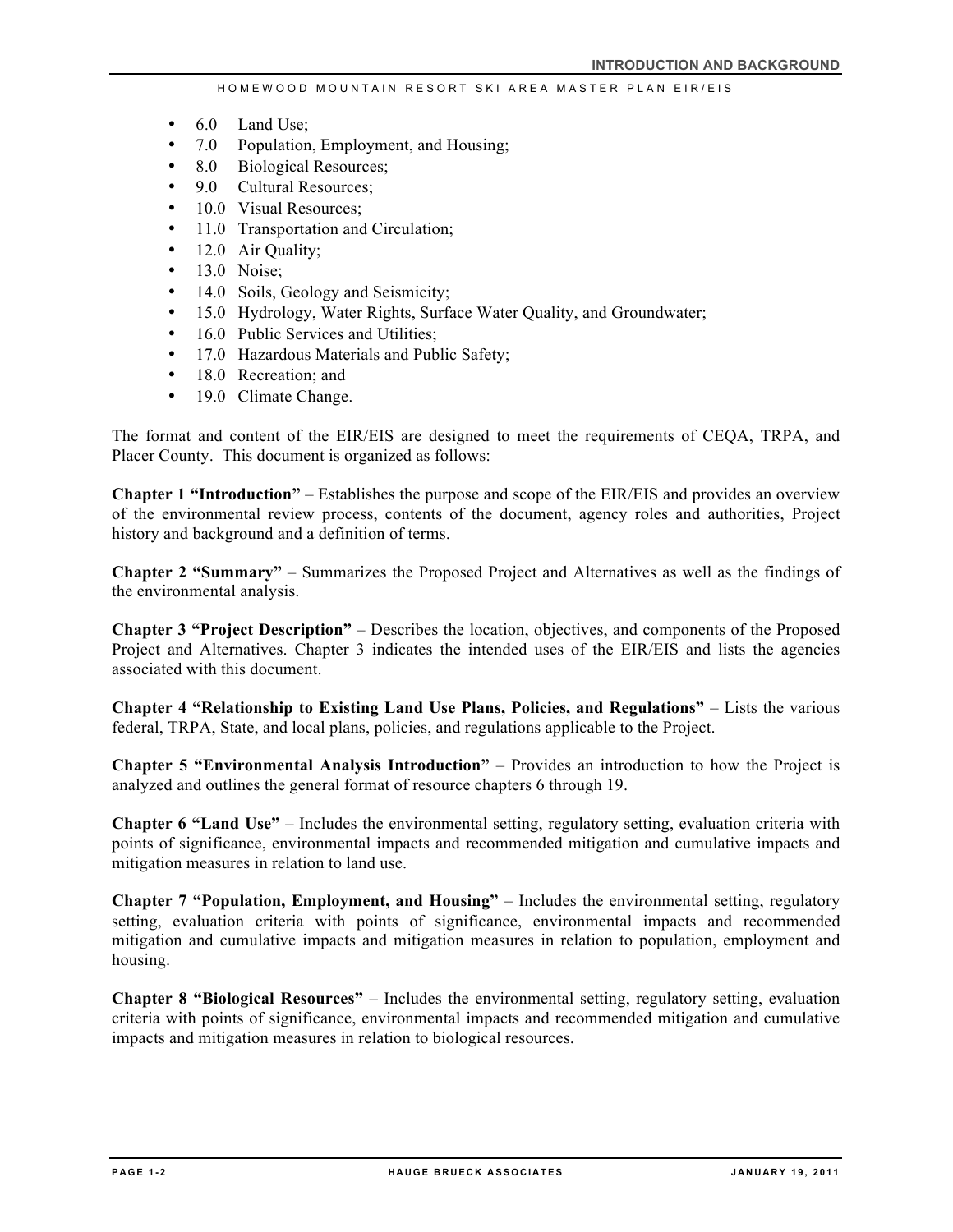- 6.0 Land Use;
- 7.0 Population, Employment, and Housing;
- 8.0 Biological Resources;
- 9.0 Cultural Resources;
- 10.0 Visual Resources;
- 11.0 Transportation and Circulation;
- 12.0 Air Quality;
- 13.0 Noise;
- 14.0 Soils, Geology and Seismicity;
- 15.0 Hydrology, Water Rights, Surface Water Quality, and Groundwater;
- 16.0 Public Services and Utilities;
- 17.0 Hazardous Materials and Public Safety;
- 18.0 Recreation; and
- 19.0 Climate Change.

The format and content of the EIR/EIS are designed to meet the requirements of CEQA, TRPA, and Placer County. This document is organized as follows:

**Chapter 1 "Introduction"** – Establishes the purpose and scope of the EIR/EIS and provides an overview of the environmental review process, contents of the document, agency roles and authorities, Project history and background and a definition of terms.

**Chapter 2 "Summary"** – Summarizes the Proposed Project and Alternatives as well as the findings of the environmental analysis.

**Chapter 3 "Project Description"** – Describes the location, objectives, and components of the Proposed Project and Alternatives. Chapter 3 indicates the intended uses of the EIR/EIS and lists the agencies associated with this document.

**Chapter 4 "Relationship to Existing Land Use Plans, Policies, and Regulations"** – Lists the various federal, TRPA, State, and local plans, policies, and regulations applicable to the Project.

**Chapter 5 "Environmental Analysis Introduction"** – Provides an introduction to how the Project is analyzed and outlines the general format of resource chapters 6 through 19.

**Chapter 6 "Land Use"** – Includes the environmental setting, regulatory setting, evaluation criteria with points of significance, environmental impacts and recommended mitigation and cumulative impacts and mitigation measures in relation to land use.

**Chapter 7 "Population, Employment, and Housing"** – Includes the environmental setting, regulatory setting, evaluation criteria with points of significance, environmental impacts and recommended mitigation and cumulative impacts and mitigation measures in relation to population, employment and housing.

**Chapter 8 "Biological Resources"** – Includes the environmental setting, regulatory setting, evaluation criteria with points of significance, environmental impacts and recommended mitigation and cumulative impacts and mitigation measures in relation to biological resources.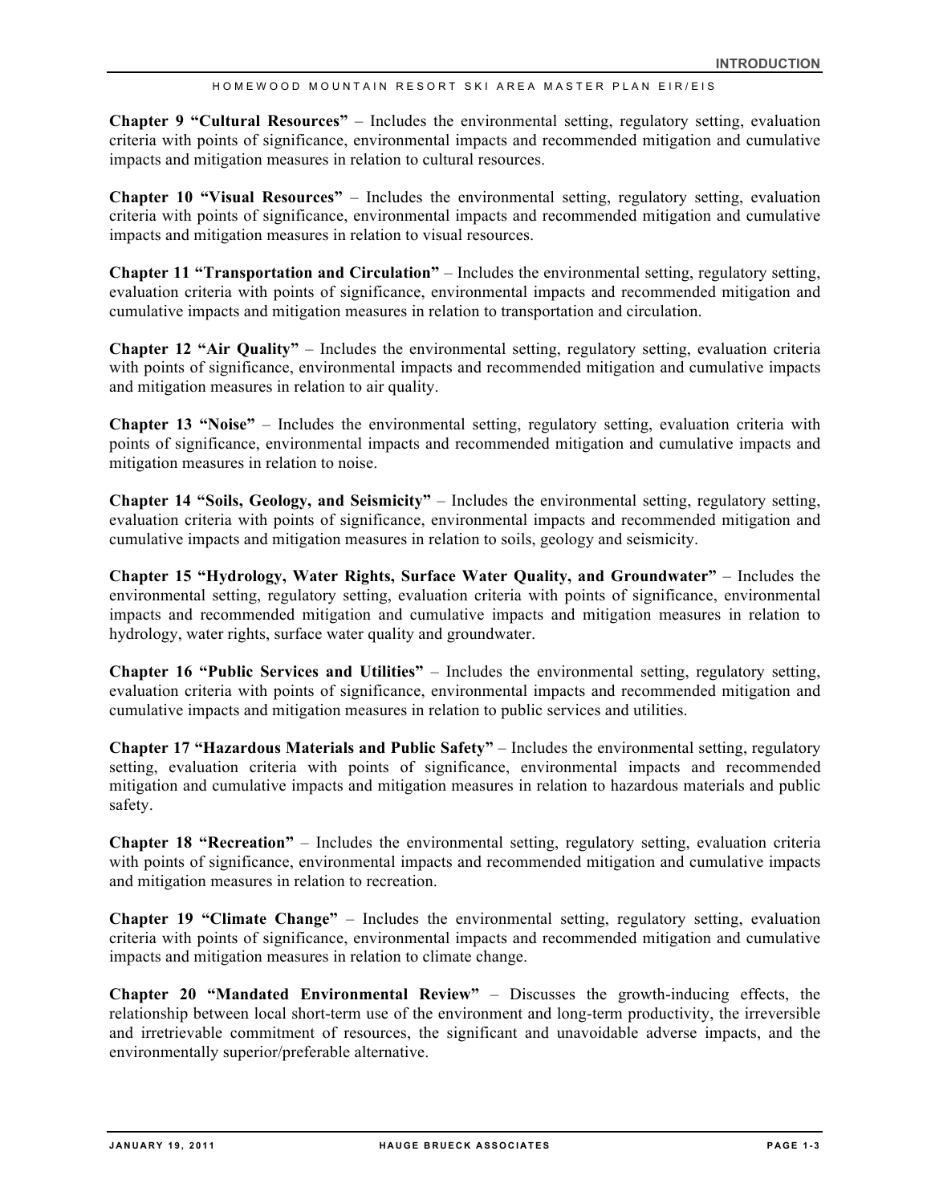**Chapter 9 "Cultural Resources"** – Includes the environmental setting, regulatory setting, evaluation criteria with points of significance, environmental impacts and recommended mitigation and cumulative impacts and mitigation measures in relation to cultural resources.

**Chapter 10 "Visual Resources"** – Includes the environmental setting, regulatory setting, evaluation criteria with points of significance, environmental impacts and recommended mitigation and cumulative impacts and mitigation measures in relation to visual resources.

**Chapter 11 "Transportation and Circulation"** – Includes the environmental setting, regulatory setting, evaluation criteria with points of significance, environmental impacts and recommended mitigation and cumulative impacts and mitigation measures in relation to transportation and circulation.

**Chapter 12 "Air Quality"** – Includes the environmental setting, regulatory setting, evaluation criteria with points of significance, environmental impacts and recommended mitigation and cumulative impacts and mitigation measures in relation to air quality.

**Chapter 13 "Noise"** – Includes the environmental setting, regulatory setting, evaluation criteria with points of significance, environmental impacts and recommended mitigation and cumulative impacts and mitigation measures in relation to noise.

**Chapter 14 "Soils, Geology, and Seismicity"** – Includes the environmental setting, regulatory setting, evaluation criteria with points of significance, environmental impacts and recommended mitigation and cumulative impacts and mitigation measures in relation to soils, geology and seismicity.

**Chapter 15 "Hydrology, Water Rights, Surface Water Quality, and Groundwater"** – Includes the environmental setting, regulatory setting, evaluation criteria with points of significance, environmental impacts and recommended mitigation and cumulative impacts and mitigation measures in relation to hydrology, water rights, surface water quality and groundwater.

**Chapter 16 "Public Services and Utilities"** – Includes the environmental setting, regulatory setting, evaluation criteria with points of significance, environmental impacts and recommended mitigation and cumulative impacts and mitigation measures in relation to public services and utilities.

**Chapter 17 "Hazardous Materials and Public Safety"** – Includes the environmental setting, regulatory setting, evaluation criteria with points of significance, environmental impacts and recommended mitigation and cumulative impacts and mitigation measures in relation to hazardous materials and public safety.

**Chapter 18 "Recreation"** – Includes the environmental setting, regulatory setting, evaluation criteria with points of significance, environmental impacts and recommended mitigation and cumulative impacts and mitigation measures in relation to recreation.

**Chapter 19 "Climate Change"** – Includes the environmental setting, regulatory setting, evaluation criteria with points of significance, environmental impacts and recommended mitigation and cumulative impacts and mitigation measures in relation to climate change.

**Chapter 20 "Mandated Environmental Review"** – Discusses the growth-inducing effects, the relationship between local short-term use of the environment and long-term productivity, the irreversible and irretrievable commitment of resources, the significant and unavoidable adverse impacts, and the environmentally superior/preferable alternative.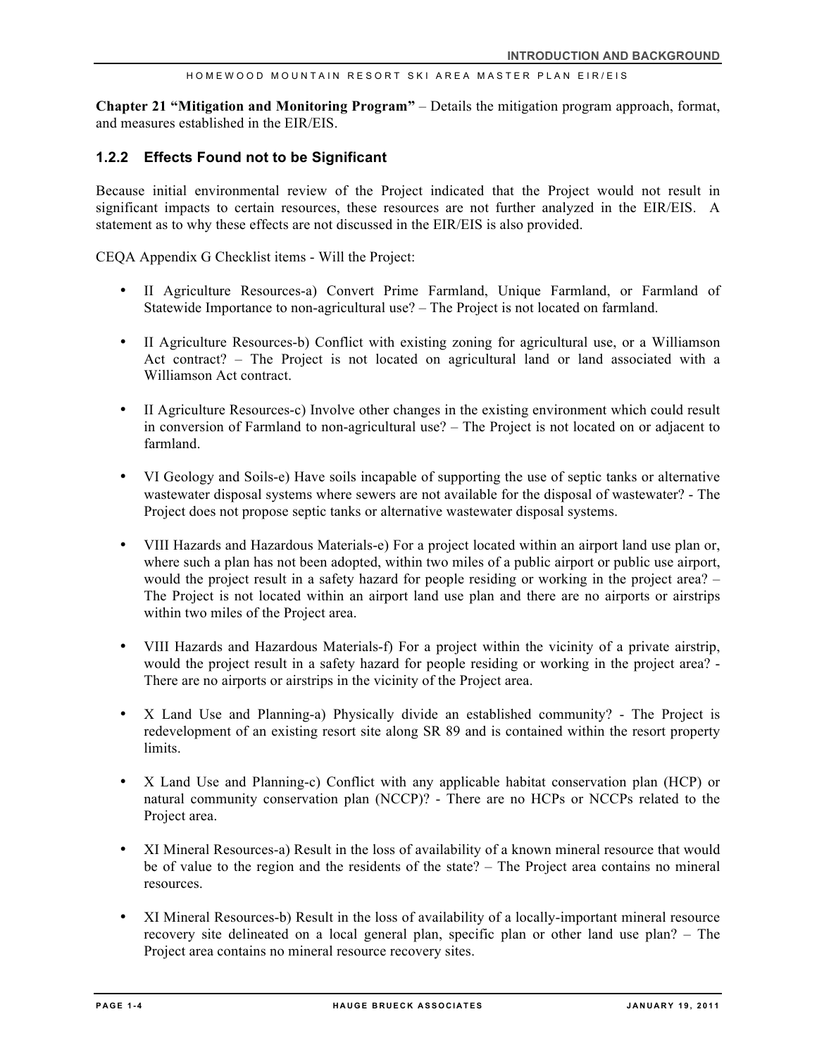**Chapter 21 "Mitigation and Monitoring Program"** – Details the mitigation program approach, format, and measures established in the EIR/EIS.

### 1.2.2 Effects Found not to be Significant

Because initial environmental review of the Project indicated that the Project would not result in significant impacts to certain resources, these resources are not further analyzed in the EIR/EIS. A statement as to why these effects are not discussed in the EIR/EIS is also provided.

CEQA Appendix G Checklist items - Will the Project:

- II Agriculture Resources-a) Convert Prime Farmland, Unique Farmland, or Farmland of Statewide Importance to non-agricultural use? – The Project is not located on farmland.

- II Agriculture Resources-b) Conflict with existing zoning for agricultural use, or a Williamson Act contract? – The Project is not located on agricultural land or land associated with a Williamson Act contract.

- II Agriculture Resources-c) Involve other changes in the existing environment which could result in conversion of Farmland to non-agricultural use? – The Project is not located on or adjacent to farmland.

- VI Geology and Soils-e) Have soils incapable of supporting the use of septic tanks or alternative wastewater disposal systems where sewers are not available for the disposal of wastewater? - The Project does not propose septic tanks or alternative wastewater disposal systems.

- VIII Hazards and Hazardous Materials-e) For a project located within an airport land use plan or, where such a plan has not been adopted, within two miles of a public airport or public use airport, would the project result in a safety hazard for people residing or working in the project area? – The Project is not located within an airport land use plan and there are no airports or airstrips within two miles of the Project area.

- VIII Hazards and Hazardous Materials-f) For a project within the vicinity of a private airstrip, would the project result in a safety hazard for people residing or working in the project area? - There are no airports or airstrips in the vicinity of the Project area.

- X Land Use and Planning-a) Physically divide an established community? - The Project is redevelopment of an existing resort site along SR 89 and is contained within the resort property limits.

- X Land Use and Planning-c) Conflict with any applicable habitat conservation plan (HCP) or natural community conservation plan (NCCP)? - There are no HCPs or NCCPs related to the Project area.

- XI Mineral Resources-a) Result in the loss of availability of a known mineral resource that would be of value to the region and the residents of the state? – The Project area contains no mineral resources.

- XI Mineral Resources-b) Result in the loss of availability of a locally-important mineral resource recovery site delineated on a local general plan, specific plan or other land use plan? – The Project area contains no mineral resource recovery sites.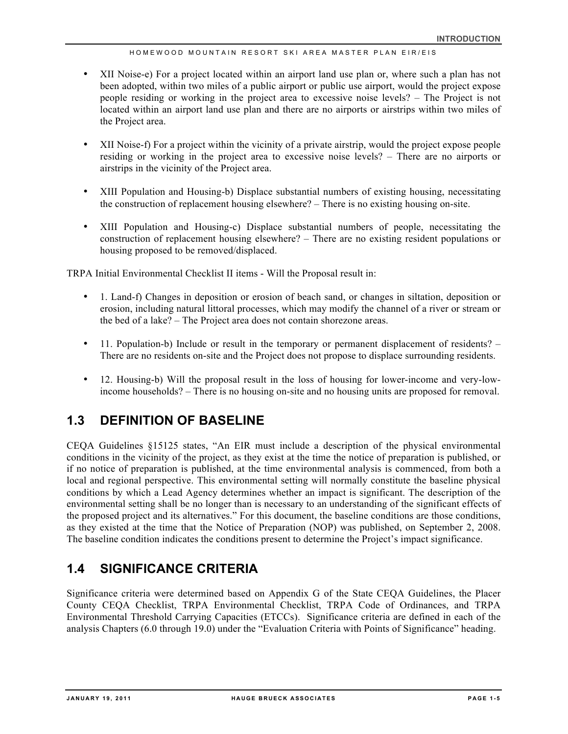- XII Noise-e) For a project located within an airport land use plan or, where such a plan has not been adopted, within two miles of a public airport or public use airport, would the project expose people residing or working in the project area to excessive noise levels? – The Project is not located within an airport land use plan and there are no airports or airstrips within two miles of the Project area.

- XII Noise-f) For a project within the vicinity of a private airstrip, would the project expose people residing or working in the project area to excessive noise levels? – There are no airports or airstrips in the vicinity of the Project area.

- XIII Population and Housing-b) Displace substantial numbers of existing housing, necessitating the construction of replacement housing elsewhere? – There is no existing housing on-site.

- XIII Population and Housing-c) Displace substantial numbers of people, necessitating the construction of replacement housing elsewhere? – There are no existing resident populations or housing proposed to be removed/displaced.

TRPA Initial Environmental Checklist II items - Will the Proposal result in:

- 1. Land-f) Changes in deposition or erosion of beach sand, or changes in siltation, deposition or erosion, including natural littoral processes, which may modify the channel of a river or stream or the bed of a lake? – The Project area does not contain shorezone areas.

- 11. Population-b) Include or result in the temporary or permanent displacement of residents? – There are no residents on-site and the Project does not propose to displace surrounding residents.

- 12. Housing-b) Will the proposal result in the loss of housing for lower-income and very-low-income households? – There is no housing on-site and no housing units are proposed for removal.

## 1.3 DEFINITION OF BASELINE

CEQA Guidelines §15125 states, "An EIR must include a description of the physical environmental conditions in the vicinity of the project, as they exist at the time the notice of preparation is published, or if no notice of preparation is published, at the time environmental analysis is commenced, from both a local and regional perspective. This environmental setting will normally constitute the baseline physical conditions by which a Lead Agency determines whether an impact is significant. The description of the environmental setting shall be no longer than is necessary to an understanding of the significant effects of the proposed project and its alternatives." For this document, the baseline conditions are those conditions, as they existed at the time that the Notice of Preparation (NOP) was published, on September 2, 2008. The baseline condition indicates the conditions present to determine the Project's impact significance.

## 1.4 SIGNIFICANCE CRITERIA

Significance criteria were determined based on Appendix G of the State CEQA Guidelines, the Placer County CEQA Checklist, TRPA Environmental Checklist, TRPA Code of Ordinances, and TRPA Environmental Threshold Carrying Capacities (ETCCs). Significance criteria are defined in each of the analysis Chapters (6.0 through 19.0) under the "Evaluation Criteria with Points of Significance" heading.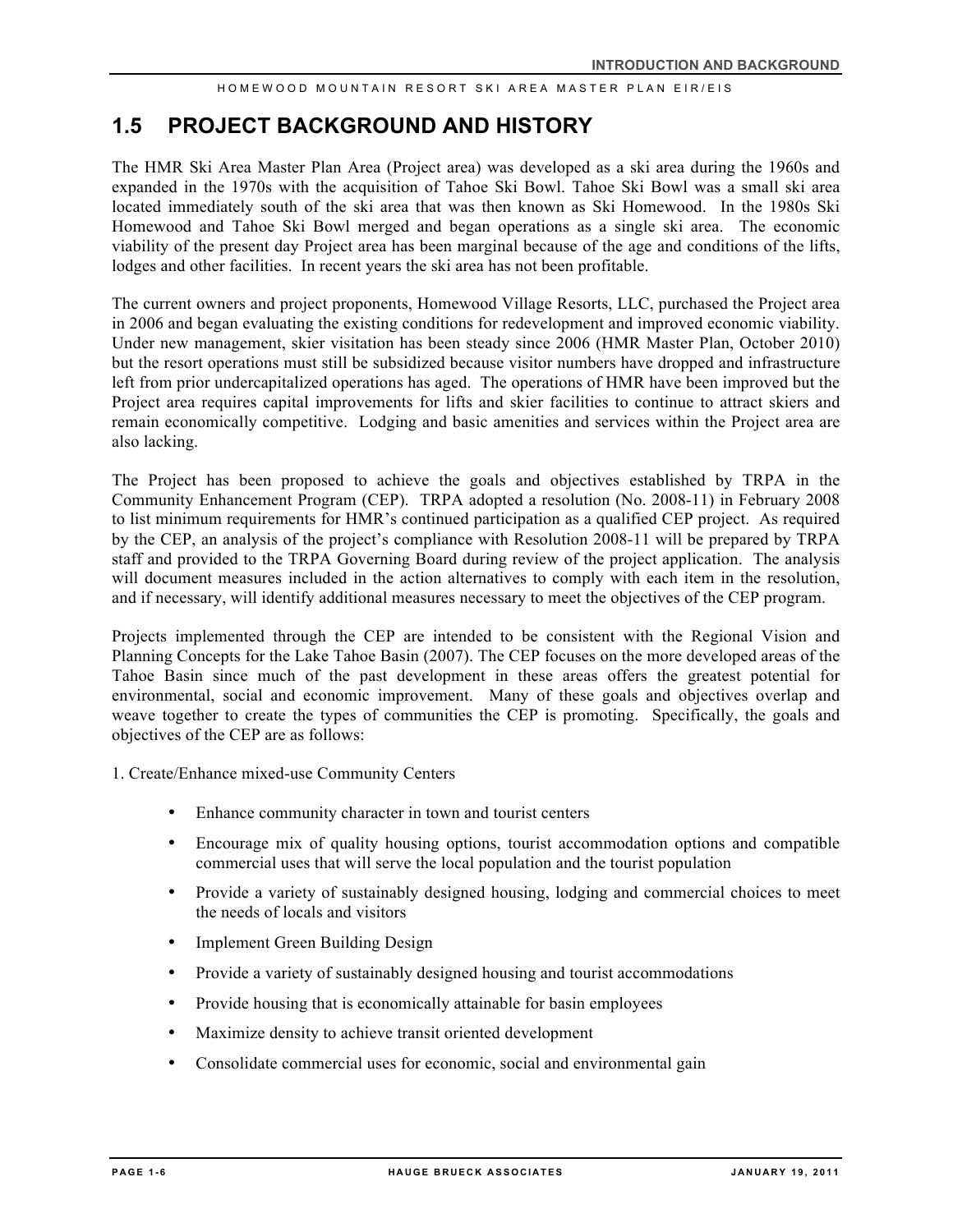## 1.5 PROJECT BACKGROUND AND HISTORY

The HMR Ski Area Master Plan Area (Project area) was developed as a ski area during the 1960s and expanded in the 1970s with the acquisition of Tahoe Ski Bowl. Tahoe Ski Bowl was a small ski area located immediately south of the ski area that was then known as Ski Homewood. In the 1980s Ski Homewood and Tahoe Ski Bowl merged and began operations as a single ski area. The economic viability of the present day Project area has been marginal because of the age and conditions of the lifts, lodges and other facilities. In recent years the ski area has not been profitable.

The current owners and project proponents, Homewood Village Resorts, LLC, purchased the Project area in 2006 and began evaluating the existing conditions for redevelopment and improved economic viability. Under new management, skier visitation has been steady since 2006 (HMR Master Plan, October 2010) but the resort operations must still be subsidized because visitor numbers have dropped and infrastructure left from prior undercapitalized operations has aged. The operations of HMR have been improved but the Project area requires capital improvements for lifts and skier facilities to continue to attract skiers and remain economically competitive. Lodging and basic amenities and services within the Project area are also lacking.

The Project has been proposed to achieve the goals and objectives established by TRPA in the Community Enhancement Program (CEP). TRPA adopted a resolution (No. 2008-11) in February 2008 to list minimum requirements for HMR's continued participation as a qualified CEP project. As required by the CEP, an analysis of the project's compliance with Resolution 2008-11 will be prepared by TRPA staff and provided to the TRPA Governing Board during review of the project application. The analysis will document measures included in the action alternatives to comply with each item in the resolution, and if necessary, will identify additional measures necessary to meet the objectives of the CEP program.

Projects implemented through the CEP are intended to be consistent with the Regional Vision and Planning Concepts for the Lake Tahoe Basin (2007). The CEP focuses on the more developed areas of the Tahoe Basin since much of the past development in these areas offers the greatest potential for environmental, social and economic improvement. Many of these goals and objectives overlap and weave together to create the types of communities the CEP is promoting. Specifically, the goals and objectives of the CEP are as follows:

1. Create/Enhance mixed-use Community Centers

- Enhance community character in town and tourist centers
- Encourage mix of quality housing options, tourist accommodation options and compatible commercial uses that will serve the local population and the tourist population
- Provide a variety of sustainably designed housing, lodging and commercial choices to meet the needs of locals and visitors
- Implement Green Building Design
- Provide a variety of sustainably designed housing and tourist accommodations
- Provide housing that is economically attainable for basin employees
- Maximize density to achieve transit oriented development
- Consolidate commercial uses for economic, social and environmental gain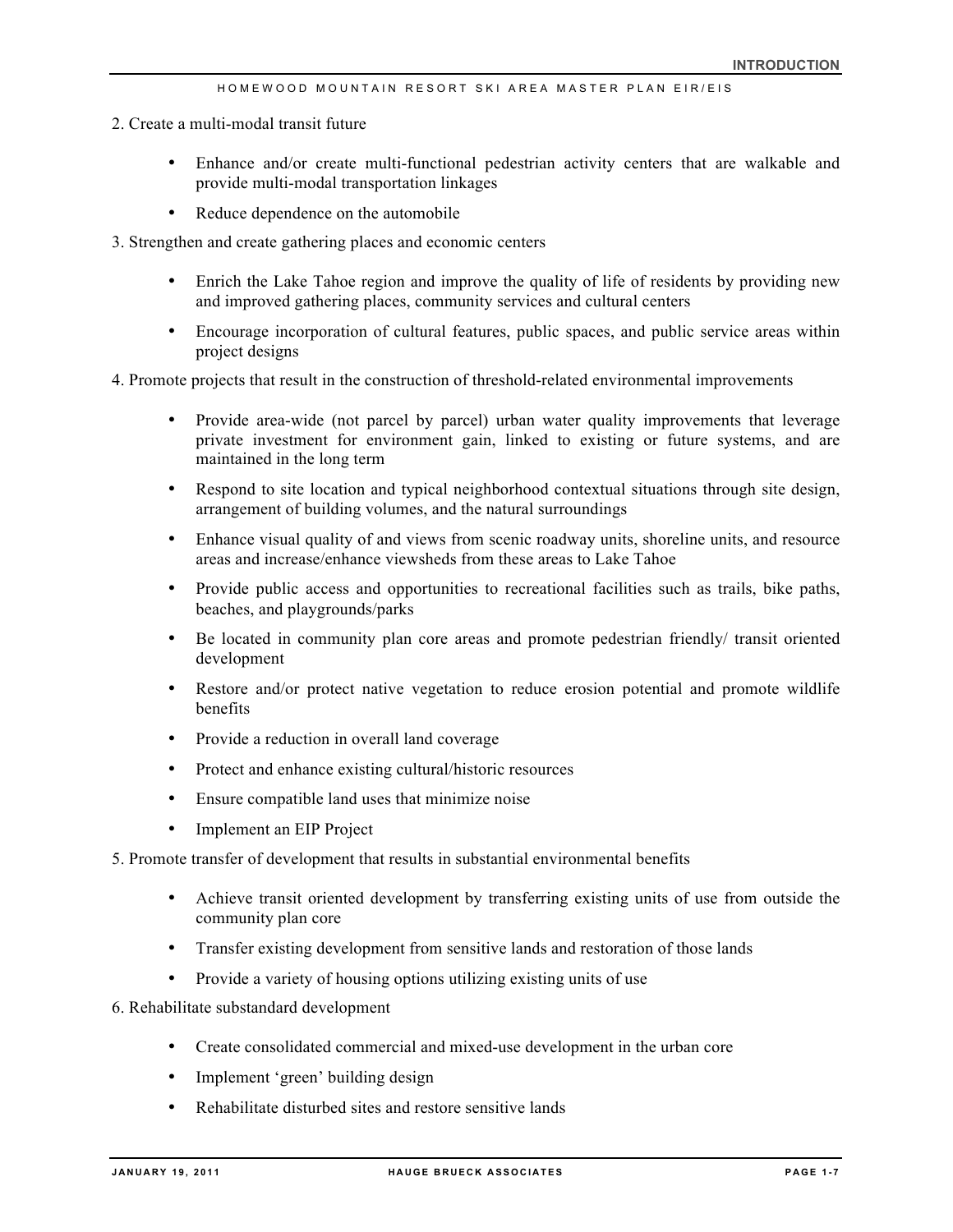2. Create a multi-modal transit future

- Enhance and/or create multi-functional pedestrian activity centers that are walkable and provide multi-modal transportation linkages
- Reduce dependence on the automobile

3. Strengthen and create gathering places and economic centers

- Enrich the Lake Tahoe region and improve the quality of life of residents by providing new and improved gathering places, community services and cultural centers
- Encourage incorporation of cultural features, public spaces, and public service areas within project designs

4. Promote projects that result in the construction of threshold-related environmental improvements

- Provide area-wide (not parcel by parcel) urban water quality improvements that leverage private investment for environment gain, linked to existing or future systems, and are maintained in the long term
- Respond to site location and typical neighborhood contextual situations through site design, arrangement of building volumes, and the natural surroundings
- Enhance visual quality of and views from scenic roadway units, shoreline units, and resource areas and increase/enhance viewsheds from these areas to Lake Tahoe
- Provide public access and opportunities to recreational facilities such as trails, bike paths, beaches, and playgrounds/parks
- Be located in community plan core areas and promote pedestrian friendly/ transit oriented development
- Restore and/or protect native vegetation to reduce erosion potential and promote wildlife benefits
- Provide a reduction in overall land coverage
- Protect and enhance existing cultural/historic resources
- Ensure compatible land uses that minimize noise
- Implement an EIP Project

5. Promote transfer of development that results in substantial environmental benefits

- Achieve transit oriented development by transferring existing units of use from outside the community plan core
- Transfer existing development from sensitive lands and restoration of those lands
- Provide a variety of housing options utilizing existing units of use

6. Rehabilitate substandard development

- Create consolidated commercial and mixed-use development in the urban core
- Implement 'green' building design
- Rehabilitate disturbed sites and restore sensitive lands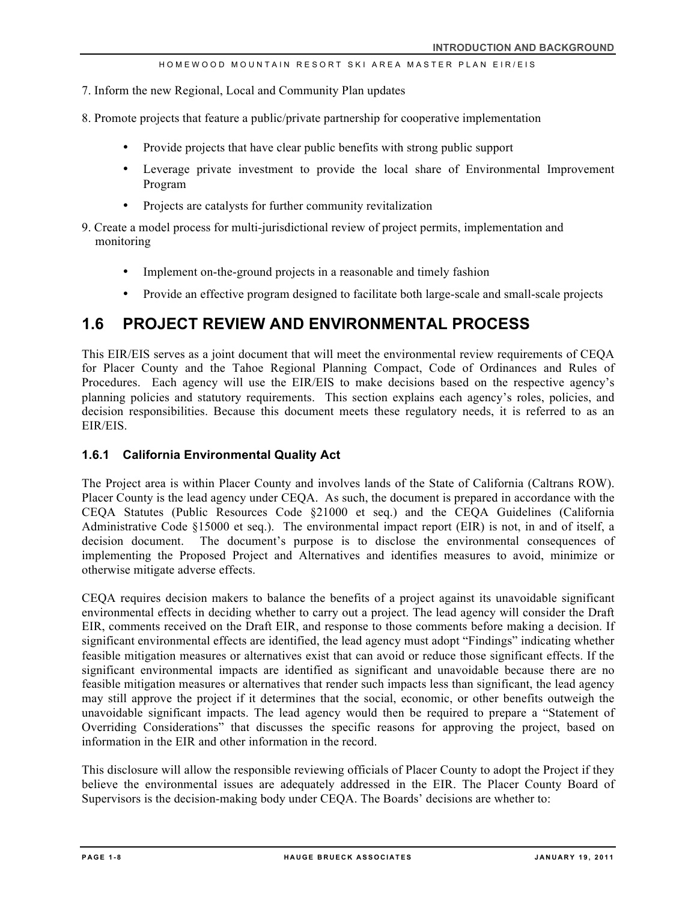7. Inform the new Regional, Local and Community Plan updates

8. Promote projects that feature a public/private partnership for cooperative implementation

   - Provide projects that have clear public benefits with strong public support
   - Leverage private investment to provide the local share of Environmental Improvement Program
   - Projects are catalysts for further community revitalization

9. Create a model process for multi-jurisdictional review of project permits, implementation and monitoring

   - Implement on-the-ground projects in a reasonable and timely fashion
   - Provide an effective program designed to facilitate both large-scale and small-scale projects

## 1.6 PROJECT REVIEW AND ENVIRONMENTAL PROCESS

This EIR/EIS serves as a joint document that will meet the environmental review requirements of CEQA for Placer County and the Tahoe Regional Planning Compact, Code of Ordinances and Rules of Procedures. Each agency will use the EIR/EIS to make decisions based on the respective agency's planning policies and statutory requirements. This section explains each agency's roles, policies, and decision responsibilities. Because this document meets these regulatory needs, it is referred to as an EIR/EIS.

### 1.6.1 California Environmental Quality Act

The Project area is within Placer County and involves lands of the State of California (Caltrans ROW). Placer County is the lead agency under CEQA. As such, the document is prepared in accordance with the CEQA Statutes (Public Resources Code §21000 et seq.) and the CEQA Guidelines (California Administrative Code §15000 et seq.). The environmental impact report (EIR) is not, in and of itself, a decision document. The document's purpose is to disclose the environmental consequences of implementing the Proposed Project and Alternatives and identifies measures to avoid, minimize or otherwise mitigate adverse effects.

CEQA requires decision makers to balance the benefits of a project against its unavoidable significant environmental effects in deciding whether to carry out a project. The lead agency will consider the Draft EIR, comments received on the Draft EIR, and response to those comments before making a decision. If significant environmental effects are identified, the lead agency must adopt "Findings" indicating whether feasible mitigation measures or alternatives exist that can avoid or reduce those significant effects. If the significant environmental impacts are identified as significant and unavoidable because there are no feasible mitigation measures or alternatives that render such impacts less than significant, the lead agency may still approve the project if it determines that the social, economic, or other benefits outweigh the unavoidable significant impacts. The lead agency would then be required to prepare a "Statement of Overriding Considerations" that discusses the specific reasons for approving the project, based on information in the EIR and other information in the record.

This disclosure will allow the responsible reviewing officials of Placer County to adopt the Project if they believe the environmental issues are adequately addressed in the EIR. The Placer County Board of Supervisors is the decision-making body under CEQA. The Boards' decisions are whether to: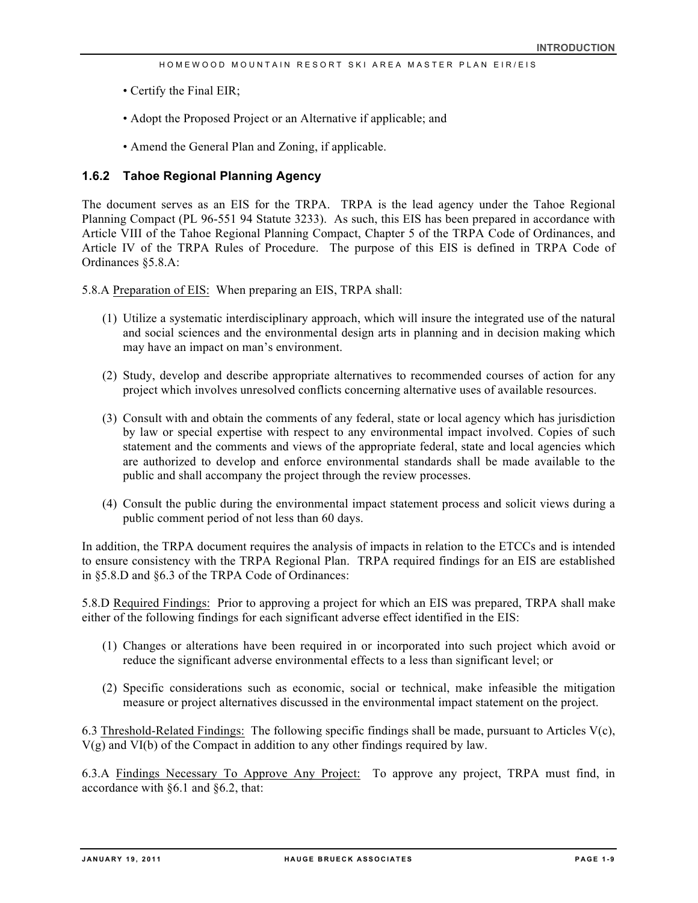- Certify the Final EIR;

- Adopt the Proposed Project or an Alternative if applicable; and

- Amend the General Plan and Zoning, if applicable.

### 1.6.2 Tahoe Regional Planning Agency

The document serves as an EIS for the TRPA. TRPA is the lead agency under the Tahoe Regional Planning Compact (PL 96-551 94 Statute 3233). As such, this EIS has been prepared in accordance with Article VIII of the Tahoe Regional Planning Compact, Chapter 5 of the TRPA Code of Ordinances, and Article IV of the TRPA Rules of Procedure. The purpose of this EIS is defined in TRPA Code of Ordinances §5.8.A:

5.8.A Preparation of EIS: When preparing an EIS, TRPA shall:

(1) Utilize a systematic interdisciplinary approach, which will insure the integrated use of the natural and social sciences and the environmental design arts in planning and in decision making which may have an impact on man's environment.

(2) Study, develop and describe appropriate alternatives to recommended courses of action for any project which involves unresolved conflicts concerning alternative uses of available resources.

(3) Consult with and obtain the comments of any federal, state or local agency which has jurisdiction by law or special expertise with respect to any environmental impact involved. Copies of such statement and the comments and views of the appropriate federal, state and local agencies which are authorized to develop and enforce environmental standards shall be made available to the public and shall accompany the project through the review processes.

(4) Consult the public during the environmental impact statement process and solicit views during a public comment period of not less than 60 days.

In addition, the TRPA document requires the analysis of impacts in relation to the ETCCs and is intended to ensure consistency with the TRPA Regional Plan. TRPA required findings for an EIS are established in §5.8.D and §6.3 of the TRPA Code of Ordinances:

5.8.D Required Findings: Prior to approving a project for which an EIS was prepared, TRPA shall make either of the following findings for each significant adverse effect identified in the EIS:

(1) Changes or alterations have been required in or incorporated into such project which avoid or reduce the significant adverse environmental effects to a less than significant level; or

(2) Specific considerations such as economic, social or technical, make infeasible the mitigation measure or project alternatives discussed in the environmental impact statement on the project.

6.3 Threshold-Related Findings: The following specific findings shall be made, pursuant to Articles V(c), V(g) and VI(b) of the Compact in addition to any other findings required by law.

6.3.A Findings Necessary To Approve Any Project: To approve any project, TRPA must find, in accordance with §6.1 and §6.2, that: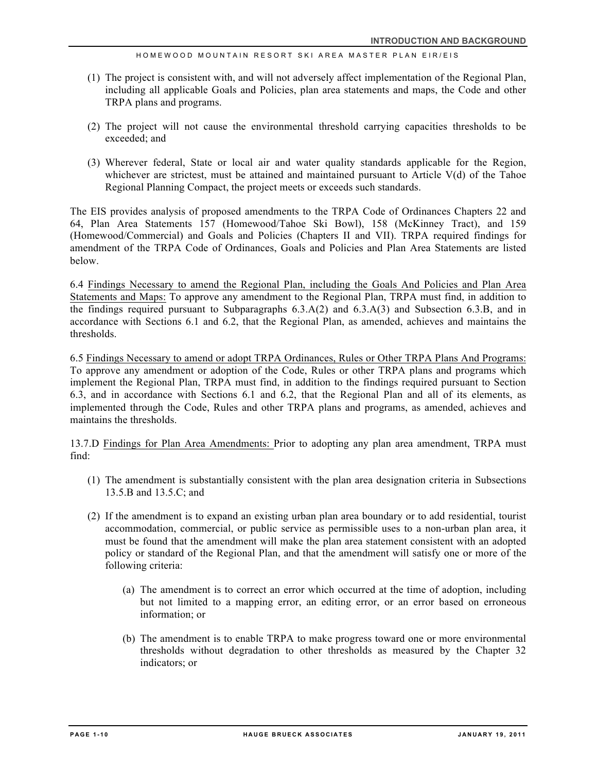(1) The project is consistent with, and will not adversely affect implementation of the Regional Plan, including all applicable Goals and Policies, plan area statements and maps, the Code and other TRPA plans and programs.

(2) The project will not cause the environmental threshold carrying capacities thresholds to be exceeded; and

(3) Wherever federal, State or local air and water quality standards applicable for the Region, whichever are strictest, must be attained and maintained pursuant to Article V(d) of the Tahoe Regional Planning Compact, the project meets or exceeds such standards.

The EIS provides analysis of proposed amendments to the TRPA Code of Ordinances Chapters 22 and 64, Plan Area Statements 157 (Homewood/Tahoe Ski Bowl), 158 (McKinney Tract), and 159 (Homewood/Commercial) and Goals and Policies (Chapters II and VII). TRPA required findings for amendment of the TRPA Code of Ordinances, Goals and Policies and Plan Area Statements are listed below.

6.4 <u>Findings Necessary to amend the Regional Plan, including the Goals And Policies and Plan Area Statements and Maps:</u> To approve any amendment to the Regional Plan, TRPA must find, in addition to the findings required pursuant to Subparagraphs 6.3.A(2) and 6.3.A(3) and Subsection 6.3.B, and in accordance with Sections 6.1 and 6.2, that the Regional Plan, as amended, achieves and maintains the thresholds.

6.5 <u>Findings Necessary to amend or adopt TRPA Ordinances, Rules or Other TRPA Plans And Programs:</u> To approve any amendment or adoption of the Code, Rules or other TRPA plans and programs which implement the Regional Plan, TRPA must find, in addition to the findings required pursuant to Section 6.3, and in accordance with Sections 6.1 and 6.2, that the Regional Plan and all of its elements, as implemented through the Code, Rules and other TRPA plans and programs, as amended, achieves and maintains the thresholds.

13.7.D <u>Findings for Plan Area Amendments:</u> Prior to adopting any plan area amendment, TRPA must find:

(1) The amendment is substantially consistent with the plan area designation criteria in Subsections 13.5.B and 13.5.C; and

(2) If the amendment is to expand an existing urban plan area boundary or to add residential, tourist accommodation, commercial, or public service as permissible uses to a non-urban plan area, it must be found that the amendment will make the plan area statement consistent with an adopted policy or standard of the Regional Plan, and that the amendment will satisfy one or more of the following criteria:

   (a) The amendment is to correct an error which occurred at the time of adoption, including but not limited to a mapping error, an editing error, or an error based on erroneous information; or

   (b) The amendment is to enable TRPA to make progress toward one or more environmental thresholds without degradation to other thresholds as measured by the Chapter 32 indicators; or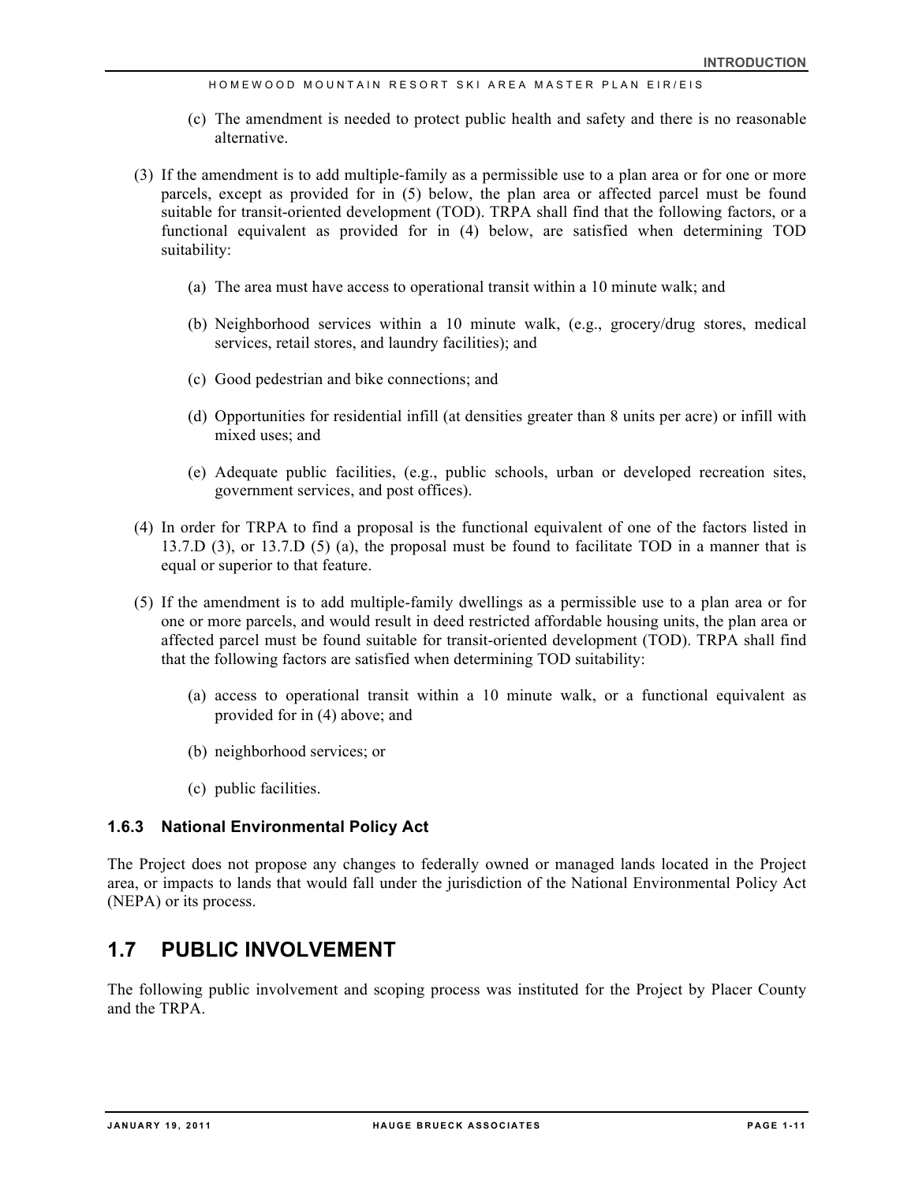(c) The amendment is needed to protect public health and safety and there is no reasonable alternative.

(3) If the amendment is to add multiple-family as a permissible use to a plan area or for one or more parcels, except as provided for in (5) below, the plan area or affected parcel must be found suitable for transit-oriented development (TOD). TRPA shall find that the following factors, or a functional equivalent as provided for in (4) below, are satisfied when determining TOD suitability:

(a) The area must have access to operational transit within a 10 minute walk; and

(b) Neighborhood services within a 10 minute walk, (e.g., grocery/drug stores, medical services, retail stores, and laundry facilities); and

(c) Good pedestrian and bike connections; and

(d) Opportunities for residential infill (at densities greater than 8 units per acre) or infill with mixed uses; and

(e) Adequate public facilities, (e.g., public schools, urban or developed recreation sites, government services, and post offices).

(4) In order for TRPA to find a proposal is the functional equivalent of one of the factors listed in 13.7.D (3), or 13.7.D (5) (a), the proposal must be found to facilitate TOD in a manner that is equal or superior to that feature.

(5) If the amendment is to add multiple-family dwellings as a permissible use to a plan area or for one or more parcels, and would result in deed restricted affordable housing units, the plan area or affected parcel must be found suitable for transit-oriented development (TOD). TRPA shall find that the following factors are satisfied when determining TOD suitability:

(a) access to operational transit within a 10 minute walk, or a functional equivalent as provided for in (4) above; and

(b) neighborhood services; or

(c) public facilities.

### 1.6.3 National Environmental Policy Act

The Project does not propose any changes to federally owned or managed lands located in the Project area, or impacts to lands that would fall under the jurisdiction of the National Environmental Policy Act (NEPA) or its process.

## 1.7 PUBLIC INVOLVEMENT

The following public involvement and scoping process was instituted for the Project by Placer County and the TRPA.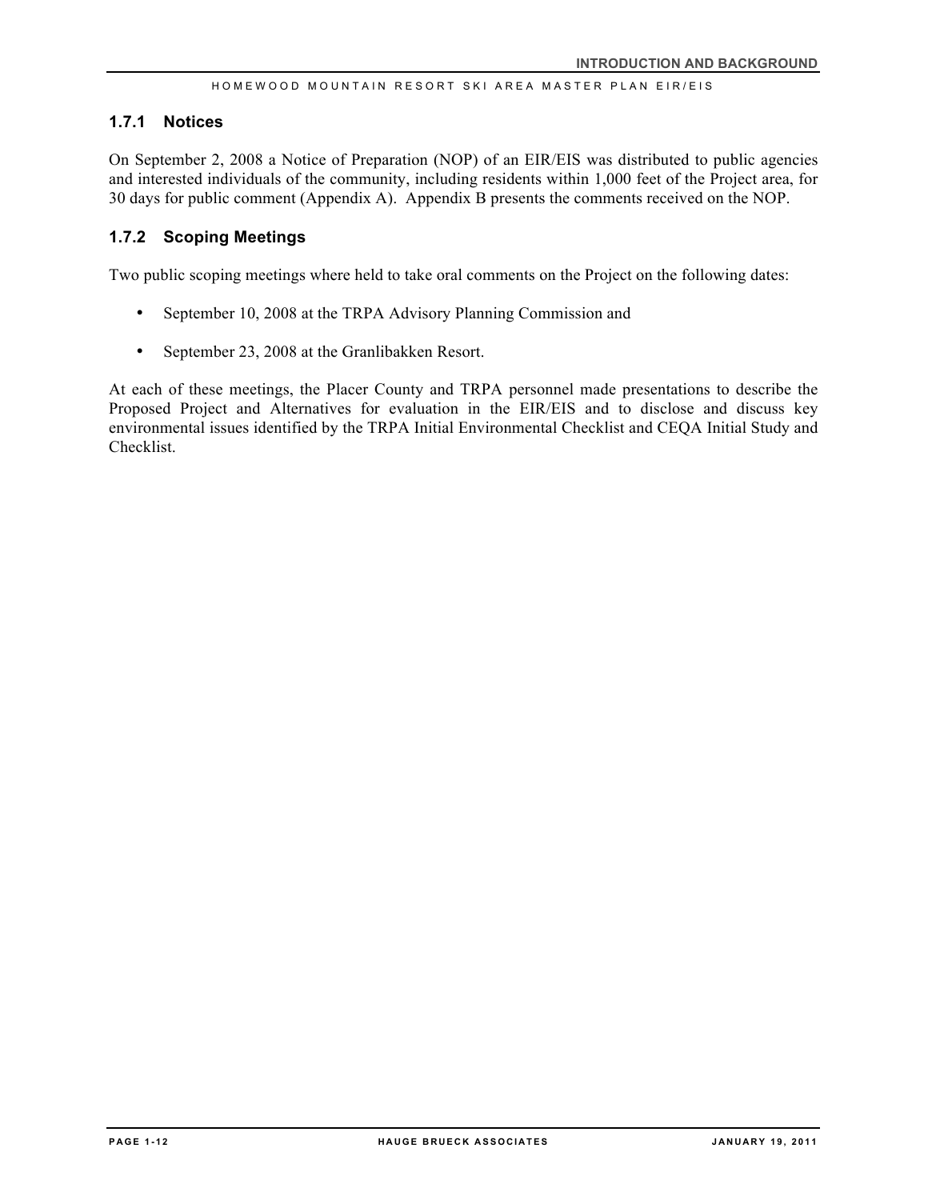### 1.7.1 Notices

On September 2, 2008 a Notice of Preparation (NOP) of an EIR/EIS was distributed to public agencies and interested individuals of the community, including residents within 1,000 feet of the Project area, for 30 days for public comment (Appendix A). Appendix B presents the comments received on the NOP.

### 1.7.2 Scoping Meetings

Two public scoping meetings where held to take oral comments on the Project on the following dates:

- September 10, 2008 at the TRPA Advisory Planning Commission and
- September 23, 2008 at the Granlibakken Resort.

At each of these meetings, the Placer County and TRPA personnel made presentations to describe the Proposed Project and Alternatives for evaluation in the EIR/EIS and to disclose and discuss key environmental issues identified by the TRPA Initial Environmental Checklist and CEQA Initial Study and Checklist.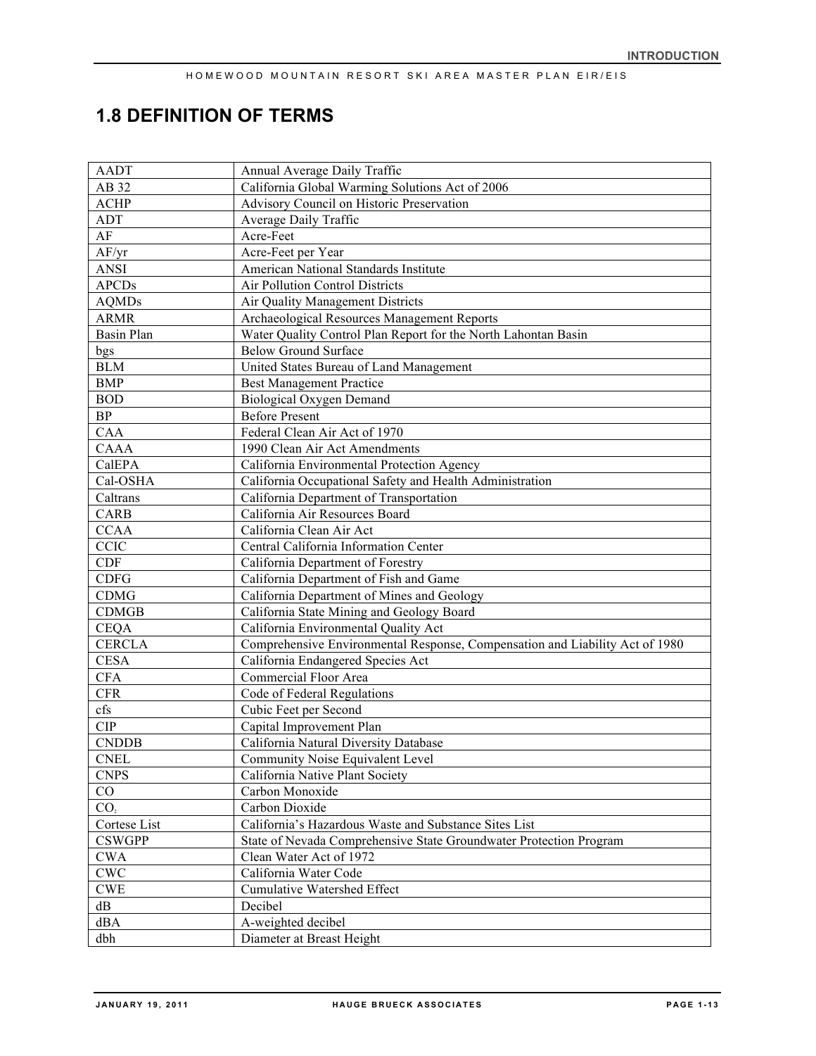## 1.8 DEFINITION OF TERMS

| | |
|---|---|
| AADT | Annual Average Daily Traffic |
| AB 32 | California Global Warming Solutions Act of 2006 |
| ACHP | Advisory Council on Historic Preservation |
| ADT | Average Daily Traffic |
| AF | Acre-Feet |
| AF/yr | Acre-Feet per Year |
| ANSI | American National Standards Institute |
| APCDs | Air Pollution Control Districts |
| AQMDs | Air Quality Management Districts |
| ARMR | Archaeological Resources Management Reports |
| Basin Plan | Water Quality Control Plan Report for the North Lahontan Basin |
| bgs | Below Ground Surface |
| BLM | United States Bureau of Land Management |
| BMP | Best Management Practice |
| BOD | Biological Oxygen Demand |
| BP | Before Present |
| CAA | Federal Clean Air Act of 1970 |
| CAAA | 1990 Clean Air Act Amendments |
| CalEPA | California Environmental Protection Agency |
| Cal-OSHA | California Occupational Safety and Health Administration |
| Caltrans | California Department of Transportation |
| CARB | California Air Resources Board |
| CCAA | California Clean Air Act |
| CCIC | Central California Information Center |
| CDF | California Department of Forestry |
| CDFG | California Department of Fish and Game |
| CDMG | California Department of Mines and Geology |
| CDMGB | California State Mining and Geology Board |
| CEQA | California Environmental Quality Act |
| CERCLA | Comprehensive Environmental Response, Compensation and Liability Act of 1980 |
| CESA | California Endangered Species Act |
| CFA | Commercial Floor Area |
| CFR | Code of Federal Regulations |
| cfs | Cubic Feet per Second |
| CIP | Capital Improvement Plan |
| CNDDB | California Natural Diversity Database |
| CNEL | Community Noise Equivalent Level |
| CNPS | California Native Plant Society |
| CO | Carbon Monoxide |
| $CO_2$ | Carbon Dioxide |
| Cortese List | California's Hazardous Waste and Substance Sites List |
| CSWGPP | State of Nevada Comprehensive State Groundwater Protection Program |
| CWA | Clean Water Act of 1972 |
| CWC | California Water Code |
| CWE | Cumulative Watershed Effect |
| dB | Decibel |
| dBA | A-weighted decibel |
| dbh | Diameter at Breast Height |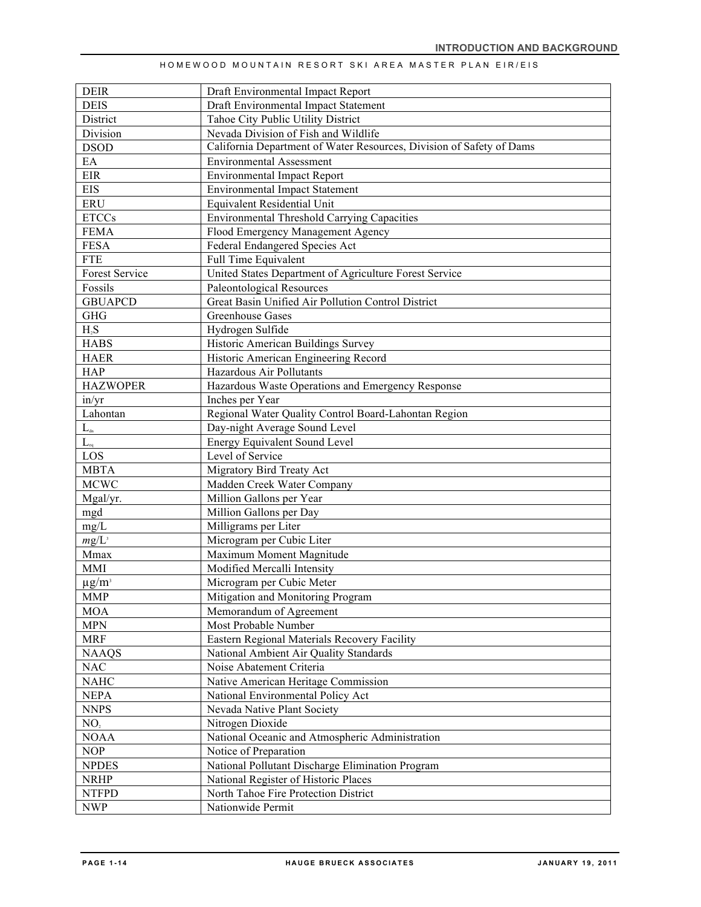| DEIR | Draft Environmental Impact Report |
|---|---|
| DEIS | Draft Environmental Impact Statement |
| District | Tahoe City Public Utility District |
| Division | Nevada Division of Fish and Wildlife |
| DSOD | California Department of Water Resources, Division of Safety of Dams |
| EA | Environmental Assessment |
| EIR | Environmental Impact Report |
| EIS | Environmental Impact Statement |
| ERU | Equivalent Residential Unit |
| ETCCs | Environmental Threshold Carrying Capacities |
| FEMA | Flood Emergency Management Agency |
| FESA | Federal Endangered Species Act |
| FTE | Full Time Equivalent |
| Forest Service | United States Department of Agriculture Forest Service |
| Fossils | Paleontological Resources |
| GBUAPCD | Great Basin Unified Air Pollution Control District |
| GHG | Greenhouse Gases |
| $H_2S$ | Hydrogen Sulfide |
| HABS | Historic American Buildings Survey |
| HAER | Historic American Engineering Record |
| HAP | Hazardous Air Pollutants |
| HAZWOPER | Hazardous Waste Operations and Emergency Response |
| in/yr | Inches per Year |
| Lahontan | Regional Water Quality Control Board-Lahontan Region |
| $L_{dn}$ | Day-night Average Sound Level |
| $L_{eq}$ | Energy Equivalent Sound Level |
| LOS | Level of Service |
| MBTA | Migratory Bird Treaty Act |
| MCWC | Madden Creek Water Company |
| Mgal/yr. | Million Gallons per Year |
| mgd | Million Gallons per Day |
| mg/L | Milligrams per Liter |
| $mg/L^3$ | Microgram per Cubic Liter |
| Mmax | Maximum Moment Magnitude |
| MMI | Modified Mercalli Intensity |
| $\mu g/m^3$ | Microgram per Cubic Meter |
| MMP | Mitigation and Monitoring Program |
| MOA | Memorandum of Agreement |
| MPN | Most Probable Number |
| MRF | Eastern Regional Materials Recovery Facility |
| NAAQS | National Ambient Air Quality Standards |
| NAC | Noise Abatement Criteria |
| NAHC | Native American Heritage Commission |
| NEPA | National Environmental Policy Act |
| NNPS | Nevada Native Plant Society |
| $NO_2$ | Nitrogen Dioxide |
| NOAA | National Oceanic and Atmospheric Administration |
| NOP | Notice of Preparation |
| NPDES | National Pollutant Discharge Elimination Program |
| NRHP | National Register of Historic Places |
| NTFPD | North Tahoe Fire Protection District |
| NWP | Nationwide Permit |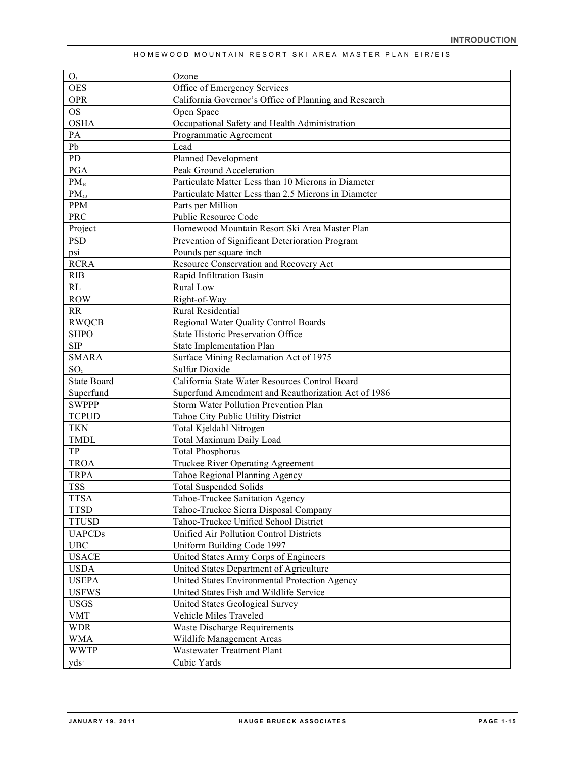| | |
|---|---|
| $O_3$ | Ozone |
| OES | Office of Emergency Services |
| OPR | California Governor's Office of Planning and Research |
| OS | Open Space |
| OSHA | Occupational Safety and Health Administration |
| PA | Programmatic Agreement |
| Pb | Lead |
| PD | Planned Development |
| PGA | Peak Ground Acceleration |
| $PM_{10}$ | Particulate Matter Less than 10 Microns in Diameter |
| $PM_{2.5}$ | Particulate Matter Less than 2.5 Microns in Diameter |
| PPM | Parts per Million |
| PRC | Public Resource Code |
| Project | Homewood Mountain Resort Ski Area Master Plan |
| PSD | Prevention of Significant Deterioration Program |
| psi | Pounds per square inch |
| RCRA | Resource Conservation and Recovery Act |
| RIB | Rapid Infiltration Basin |
| RL | Rural Low |
| ROW | Right-of-Way |
| RR | Rural Residential |
| RWQCB | Regional Water Quality Control Boards |
| SHPO | State Historic Preservation Office |
| SIP | State Implementation Plan |
| SMARA | Surface Mining Reclamation Act of 1975 |
| $SO_2$ | Sulfur Dioxide |
| State Board | California State Water Resources Control Board |
| Superfund | Superfund Amendment and Reauthorization Act of 1986 |
| SWPPP | Storm Water Pollution Prevention Plan |
| TCPUD | Tahoe City Public Utility District |
| TKN | Total Kjeldahl Nitrogen |
| TMDL | Total Maximum Daily Load |
| TP | Total Phosphorus |
| TROA | Truckee River Operating Agreement |
| TRPA | Tahoe Regional Planning Agency |
| TSS | Total Suspended Solids |
| TTSA | Tahoe-Truckee Sanitation Agency |
| TTSD | Tahoe-Truckee Sierra Disposal Company |
| TTUSD | Tahoe-Truckee Unified School District |
| UAPCDs | Unified Air Pollution Control Districts |
| UBC | Uniform Building Code 1997 |
| USACE | United States Army Corps of Engineers |
| USDA | United States Department of Agriculture |
| USEPA | United States Environmental Protection Agency |
| USFWS | United States Fish and Wildlife Service |
| USGS | United States Geological Survey |
| VMT | Vehicle Miles Traveled |
| WDR | Waste Discharge Requirements |
| WMA | Wildlife Management Areas |
| WWTP | Wastewater Treatment Plant |
| $yds^3$ | Cubic Yards |